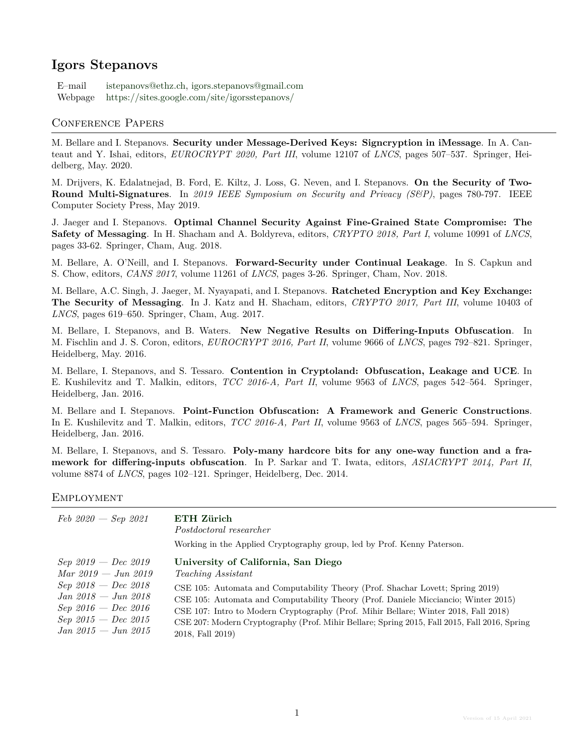# Igors Stepanovs

E–mail istepanovs@ethz.ch, igors.stepanovs@gmail.com
Webpage https://sites.google.com/site/igorsstepanovs/

## Conference Papers

M. Bellare and I. Stepanovs. **Security under Message-Derived Keys: Signcryption in iMessage**. In A. Canteaut and Y. Ishai, editors, *EUROCRYPT 2020, Part III*, volume 12107 of *LNCS*, pages 507–537. Springer, Heidelberg, May. 2020.

M. Drijvers, K. Edalatnejad, B. Ford, E. Kiltz, J. Loss, G. Neven, and I. Stepanovs. **On the Security of Two-Round Multi-Signatures**. In *2019 IEEE Symposium on Security and Privacy (S&P)*, pages 780-797. IEEE Computer Society Press, May 2019.

J. Jaeger and I. Stepanovs. **Optimal Channel Security Against Fine-Grained State Compromise: The Safety of Messaging**. In H. Shacham and A. Boldyreva, editors, *CRYPTO 2018, Part I*, volume 10991 of *LNCS*, pages 33-62. Springer, Cham, Aug. 2018.

M. Bellare, A. O'Neill, and I. Stepanovs. **Forward-Security under Continual Leakage**. In S. Capkun and S. Chow, editors, *CANS 2017*, volume 11261 of *LNCS*, pages 3-26. Springer, Cham, Nov. 2018.

M. Bellare, A.C. Singh, J. Jaeger, M. Nyayapati, and I. Stepanovs. **Ratcheted Encryption and Key Exchange: The Security of Messaging**. In J. Katz and H. Shacham, editors, *CRYPTO 2017, Part III*, volume 10403 of *LNCS*, pages 619–650. Springer, Cham, Aug. 2017.

M. Bellare, I. Stepanovs, and B. Waters. **New Negative Results on Differing-Inputs Obfuscation**. In M. Fischlin and J. S. Coron, editors, *EUROCRYPT 2016, Part II*, volume 9666 of *LNCS*, pages 792–821. Springer, Heidelberg, May. 2016.

M. Bellare, I. Stepanovs, and S. Tessaro. **Contention in Cryptoland: Obfuscation, Leakage and UCE**. In E. Kushilevitz and T. Malkin, editors, *TCC 2016-A, Part II*, volume 9563 of *LNCS*, pages 542–564. Springer, Heidelberg, Jan. 2016.

M. Bellare and I. Stepanovs. **Point-Function Obfuscation: A Framework and Generic Constructions**. In E. Kushilevitz and T. Malkin, editors, *TCC 2016-A, Part II*, volume 9563 of *LNCS*, pages 565–594. Springer, Heidelberg, Jan. 2016.

M. Bellare, I. Stepanovs, and S. Tessaro. **Poly-many hardcore bits for any one-way function and a framework for differing-inputs obfuscation**. In P. Sarkar and T. Iwata, editors, *ASIACRYPT 2014, Part II*, volume 8874 of *LNCS*, pages 102–121. Springer, Heidelberg, Dec. 2014.

## Employment

*Feb 2020 — Sep 2021*

**ETH Zürich**
*Postdoctoral researcher*

Working in the Applied Cryptography group, led by Prof. Kenny Paterson.

*Sep 2019 — Dec 2019*
*Mar 2019 — Jun 2019*
*Sep 2018 — Dec 2018*
*Jan 2018 — Jun 2018*
*Sep 2016 — Dec 2016*
*Sep 2015 — Dec 2015*
*Jan 2015 — Jun 2015*

**University of California, San Diego**
*Teaching Assistant*

CSE 105: Automata and Computability Theory (Prof. Shachar Lovett; Spring 2019)
CSE 105: Automata and Computability Theory (Prof. Daniele Micciancio; Winter 2015)
CSE 107: Intro to Modern Cryptography (Prof. Mihir Bellare; Winter 2018, Fall 2018)
CSE 207: Modern Cryptography (Prof. Mihir Bellare; Spring 2015, Fall 2015, Fall 2016, Spring 2018, Fall 2019)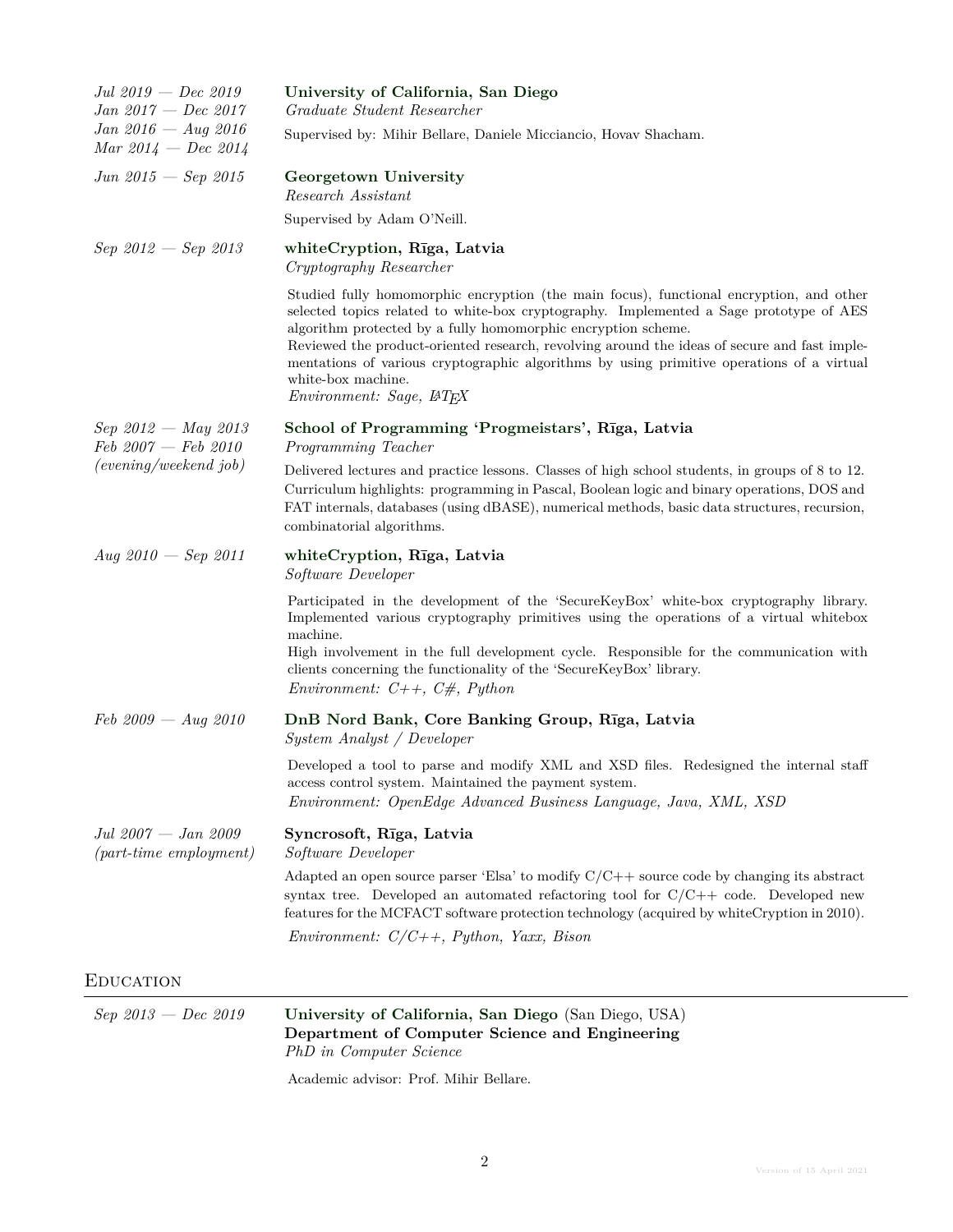*Jul 2019 — Dec 2019*
*Jan 2017 — Dec 2017*
*Jan 2016 — Aug 2016*
*Mar 2014 — Dec 2014*

**University of California, San Diego**
*Graduate Student Researcher*

Supervised by: Mihir Bellare, Daniele Micciancio, Hovav Shacham.

*Jun 2015 — Sep 2015*

**Georgetown University**
*Research Assistant*

Supervised by Adam O'Neill.

*Sep 2012 — Sep 2013*

**whiteCryption, Rīga, Latvia**
*Cryptography Researcher*

Studied fully homomorphic encryption (the main focus), functional encryption, and other selected topics related to white-box cryptography. Implemented a Sage prototype of AES algorithm protected by a fully homomorphic encryption scheme.
Reviewed the product-oriented research, revolving around the ideas of secure and fast implementations of various cryptographic algorithms by using primitive operations of a virtual white-box machine.
*Environment: Sage, LaTeX*

*Sep 2012 — May 2013*
*Feb 2007 — Feb 2010*
*(evening/weekend job)*

**School of Programming 'Progmeistars', Rīga, Latvia**
*Programming Teacher*

Delivered lectures and practice lessons. Classes of high school students, in groups of 8 to 12. Curriculum highlights: programming in Pascal, Boolean logic and binary operations, DOS and FAT internals, databases (using dBASE), numerical methods, basic data structures, recursion, combinatorial algorithms.

*Aug 2010 — Sep 2011*

**whiteCryption, Rīga, Latvia**
*Software Developer*

Participated in the development of the 'SecureKeyBox' white-box cryptography library. Implemented various cryptography primitives using the operations of a virtual whitebox machine.
High involvement in the full development cycle. Responsible for the communication with clients concerning the functionality of the 'SecureKeyBox' library.
*Environment: C++, C#, Python*

*Feb 2009 — Aug 2010*

**DnB Nord Bank, Core Banking Group, Rīga, Latvia**
*System Analyst / Developer*

Developed a tool to parse and modify XML and XSD files. Redesigned the internal staff access control system. Maintained the payment system.
*Environment: OpenEdge Advanced Business Language, Java, XML, XSD*

*Jul 2007 — Jan 2009*
*(part-time employment)*

**Syncrosoft, Rīga, Latvia**
*Software Developer*

Adapted an open source parser 'Elsa' to modify C/C++ source code by changing its abstract syntax tree. Developed an automated refactoring tool for C/C++ code. Developed new features for the MCFACT software protection technology (acquired by whiteCryption in 2010).

*Environment: C/C++, Python, Yaxx, Bison*

## Education

*Sep 2013 — Dec 2019*

**University of California, San Diego** (San Diego, USA)
**Department of Computer Science and Engineering**
*PhD in Computer Science*

Academic advisor: Prof. Mihir Bellare.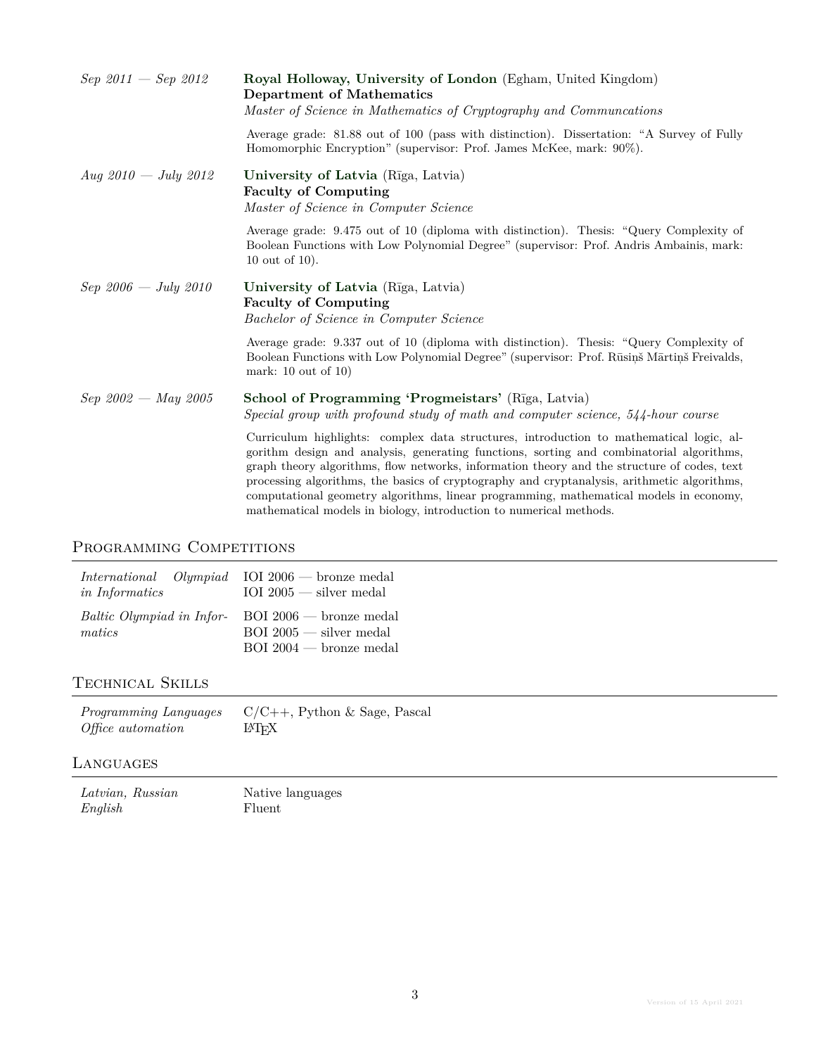*Sep 2011 — Sep 2012* **Royal Holloway, University of London** (Egham, United Kingdom)
**Department of Mathematics**
*Master of Science in Mathematics of Cryptography and Communcations*

Average grade: 81.88 out of 100 (pass with distinction). Dissertation: "A Survey of Fully Homomorphic Encryption" (supervisor: Prof. James McKee, mark: 90%).

*Aug 2010 — July 2012* **University of Latvia** (Rīga, Latvia)
**Faculty of Computing**
*Master of Science in Computer Science*

Average grade: 9.475 out of 10 (diploma with distinction). Thesis: "Query Complexity of Boolean Functions with Low Polynomial Degree" (supervisor: Prof. Andris Ambainis, mark: 10 out of 10).

*Sep 2006 — July 2010* **University of Latvia** (Rīga, Latvia)
**Faculty of Computing**
*Bachelor of Science in Computer Science*

Average grade: 9.337 out of 10 (diploma with distinction). Thesis: "Query Complexity of Boolean Functions with Low Polynomial Degree" (supervisor: Prof. Rūsiņš Mārtiņš Freivalds, mark: 10 out of 10)

*Sep 2002 — May 2005* **School of Programming 'Progmeistars'** (Rīga, Latvia)
*Special group with profound study of math and computer science, 544-hour course*

Curriculum highlights: complex data structures, introduction to mathematical logic, algorithm design and analysis, generating functions, sorting and combinatorial algorithms, graph theory algorithms, flow networks, information theory and the structure of codes, text processing algorithms, the basics of cryptography and cryptanalysis, arithmetic algorithms, computational geometry algorithms, linear programming, mathematical models in economy, mathematical models in biology, introduction to numerical methods.

## Programming Competitions

*International Olympiad in Informatics*
IOI 2006 — bronze medal
IOI 2005 — silver medal

*Baltic Olympiad in Informatics*
BOI 2006 — bronze medal
BOI 2005 — silver medal
BOI 2004 — bronze medal

## Technical Skills

*Programming Languages* C/C++, Python & Sage, Pascal
*Office automation* LaTeX

## Languages

*Latvian, Russian* Native languages
*English* Fluent